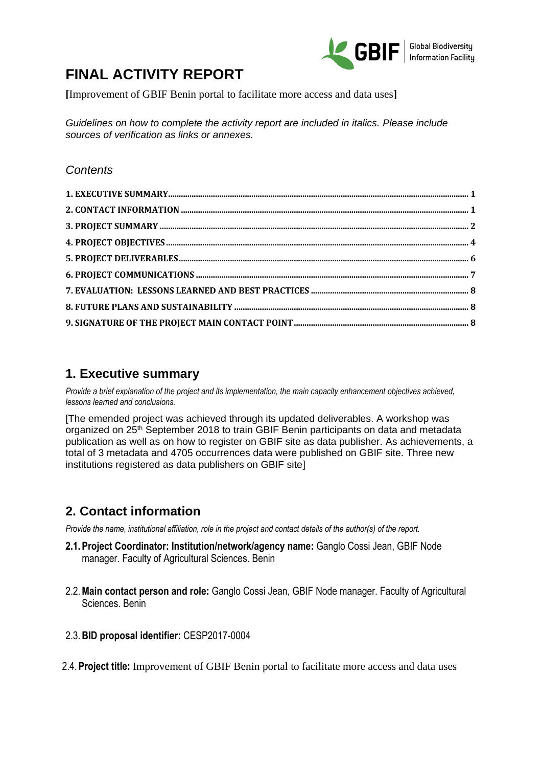# FINAL ACTIVITY REPORT

**[**Improvement of GBIF Benin portal to facilitate more access and data uses**]**

*Guidelines on how to complete the activity report are included in italics. Please include sources of verification as links or annexes.*

*Contents*

- 1. EXECUTIVE SUMMARY ..... 1
- 2. CONTACT INFORMATION ..... 1
- 3. PROJECT SUMMARY ..... 2
- 4. PROJECT OBJECTIVES ..... 4
- 5. PROJECT DELIVERABLES ..... 6
- 6. PROJECT COMMUNICATIONS ..... 7
- 7. EVALUATION: LESSONS LEARNED AND BEST PRACTICES ..... 8
- 8. FUTURE PLANS AND SUSTAINABILITY ..... 8
- 9. SIGNATURE OF THE PROJECT MAIN CONTACT POINT ..... 8

## 1. Executive summary

*Provide a brief explanation of the project and its implementation, the main capacity enhancement objectives achieved, lessons learned and conclusions.*

[The emended project was achieved through its updated deliverables. A workshop was organized on 25th September 2018 to train GBIF Benin participants on data and metadata publication as well as on how to register on GBIF site as data publisher. As achievements, a total of 3 metadata and 4705 occurrences data were published on GBIF site. Three new institutions registered as data publishers on GBIF site]

## 2. Contact information

*Provide the name, institutional affiliation, role in the project and contact details of the author(s) of the report.*

2.1. **Project Coordinator: Institution/network/agency name:** Ganglo Cossi Jean, GBIF Node manager. Faculty of Agricultural Sciences. Benin

2.2. **Main contact person and role:** Ganglo Cossi Jean, GBIF Node manager. Faculty of Agricultural Sciences. Benin

2.3. **BID proposal identifier:** CESP2017-0004

2.4. **Project title:** Improvement of GBIF Benin portal to facilitate more access and data uses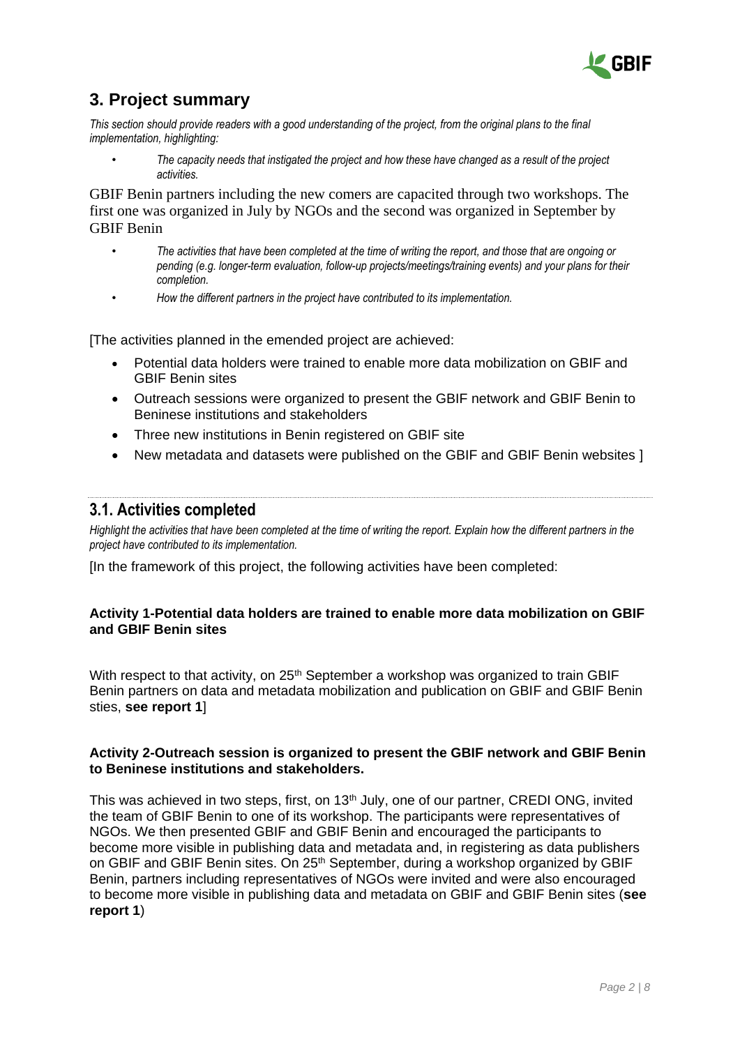## 3. Project summary

*This section should provide readers with a good understanding of the project, from the original plans to the final implementation, highlighting:*

- *The capacity needs that instigated the project and how these have changed as a result of the project activities.*

GBIF Benin partners including the new comers are capacited through two workshops. The first one was organized in July by NGOs and the second was organized in September by GBIF Benin

- *The activities that have been completed at the time of writing the report, and those that are ongoing or pending (e.g. longer-term evaluation, follow-up projects/meetings/training events) and your plans for their completion.*
- *How the different partners in the project have contributed to its implementation.*

[The activities planned in the emended project are achieved:

- Potential data holders were trained to enable more data mobilization on GBIF and GBIF Benin sites
- Outreach sessions were organized to present the GBIF network and GBIF Benin to Beninese institutions and stakeholders
- Three new institutions in Benin registered on GBIF site
- New metadata and datasets were published on the GBIF and GBIF Benin websites ]

### 3.1. Activities completed

*Highlight the activities that have been completed at the time of writing the report. Explain how the different partners in the project have contributed to its implementation.*

[In the framework of this project, the following activities have been completed:

**Activity 1-Potential data holders are trained to enable more data mobilization on GBIF and GBIF Benin sites**

With respect to that activity, on 25th September a workshop was organized to train GBIF Benin partners on data and metadata mobilization and publication on GBIF and GBIF Benin sties, **see report 1**]

**Activity 2-Outreach session is organized to present the GBIF network and GBIF Benin to Beninese institutions and stakeholders.**

This was achieved in two steps, first, on 13th July, one of our partner, CREDI ONG, invited the team of GBIF Benin to one of its workshop. The participants were representatives of NGOs. We then presented GBIF and GBIF Benin and encouraged the participants to become more visible in publishing data and metadata and, in registering as data publishers on GBIF and GBIF Benin sites. On 25th September, during a workshop organized by GBIF Benin, partners including representatives of NGOs were invited and were also encouraged to become more visible in publishing data and metadata on GBIF and GBIF Benin sites (**see report 1**)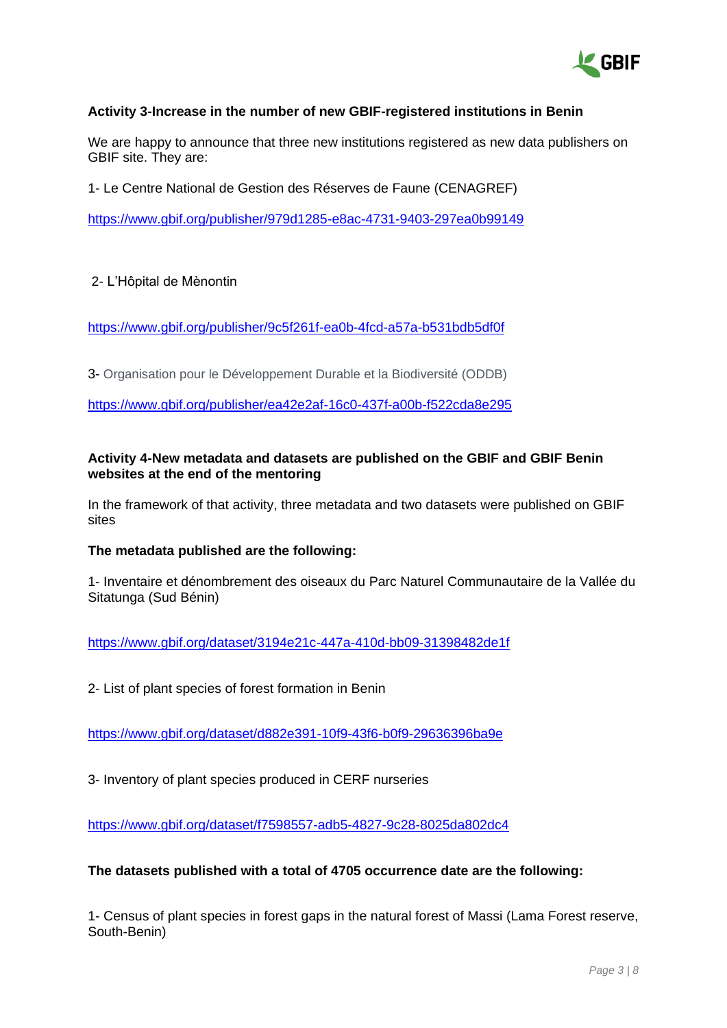**Activity 3-Increase in the number of new GBIF-registered institutions in Benin**

We are happy to announce that three new institutions registered as new data publishers on GBIF site. They are:

1- Le Centre National de Gestion des Réserves de Faune (CENAGREF)

https://www.gbif.org/publisher/979d1285-e8ac-4731-9403-297ea0b99149

2- L'Hôpital de Mènontin

https://www.gbif.org/publisher/9c5f261f-ea0b-4fcd-a57a-b531bdb5df0f

3- Organisation pour le Développement Durable et la Biodiversité (ODDB)

https://www.gbif.org/publisher/ea42e2af-16c0-437f-a00b-f522cda8e295

**Activity 4-New metadata and datasets are published on the GBIF and GBIF Benin websites at the end of the mentoring**

In the framework of that activity, three metadata and two datasets were published on GBIF sites

**The metadata published are the following:**

1- Inventaire et dénombrement des oiseaux du Parc Naturel Communautaire de la Vallée du Sitatunga (Sud Bénin)

https://www.gbif.org/dataset/3194e21c-447a-410d-bb09-31398482de1f

2- List of plant species of forest formation in Benin

https://www.gbif.org/dataset/d882e391-10f9-43f6-b0f9-29636396ba9e

3- Inventory of plant species produced in CERF nurseries

https://www.gbif.org/dataset/f7598557-adb5-4827-9c28-8025da802dc4

**The datasets published with a total of 4705 occurrence date are the following:**

1- Census of plant species in forest gaps in the natural forest of Massi (Lama Forest reserve, South-Benin)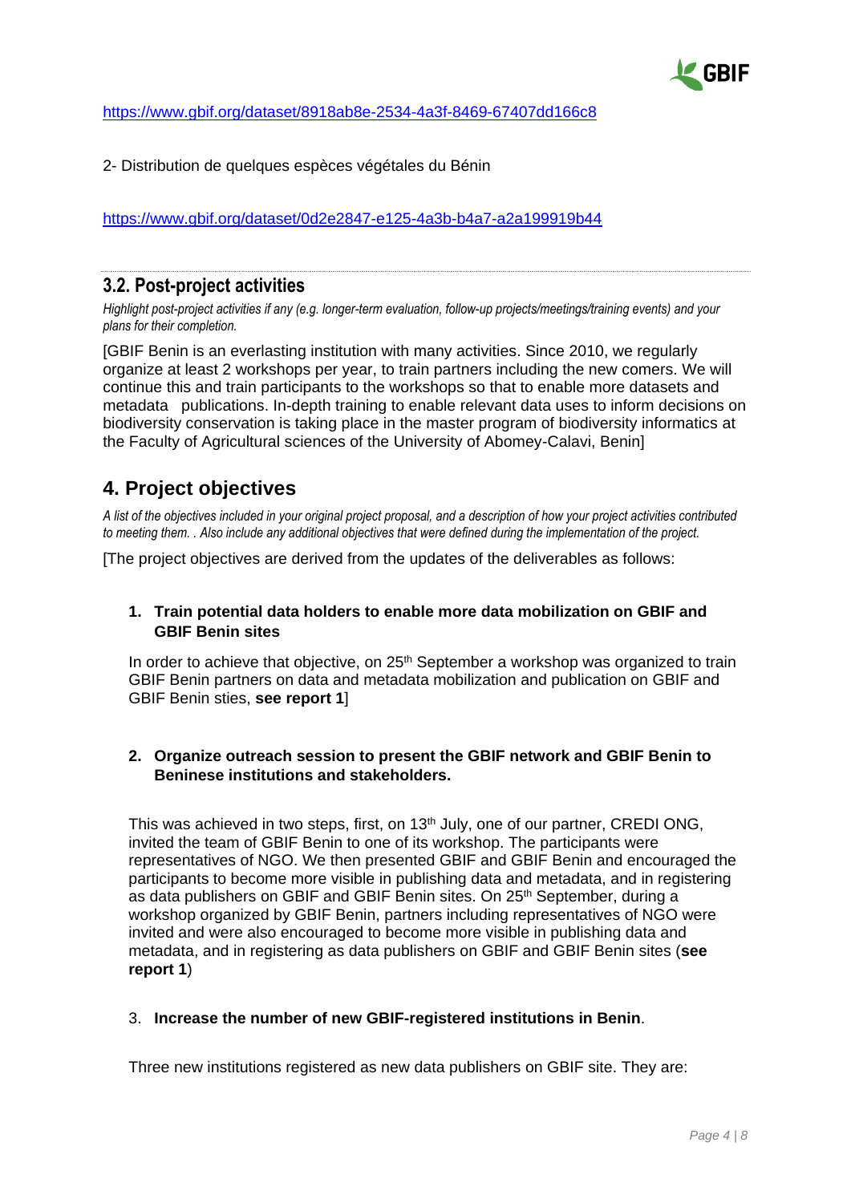https://www.gbif.org/dataset/8918ab8e-2534-4a3f-8469-67407dd166c8

2- Distribution de quelques espèces végétales du Bénin

https://www.gbif.org/dataset/0d2e2847-e125-4a3b-b4a7-a2a199919b44

## 3.2. Post-project activities

*Highlight post-project activities if any (e.g. longer-term evaluation, follow-up projects/meetings/training events) and your plans for their completion.*

[GBIF Benin is an everlasting institution with many activities. Since 2010, we regularly organize at least 2 workshops per year, to train partners including the new comers. We will continue this and train participants to the workshops so that to enable more datasets and metadata publications. In-depth training to enable relevant data uses to inform decisions on biodiversity conservation is taking place in the master program of biodiversity informatics at the Faculty of Agricultural sciences of the University of Abomey-Calavi, Benin]

# 4. Project objectives

*A list of the objectives included in your original project proposal, and a description of how your project activities contributed to meeting them. . Also include any additional objectives that were defined during the implementation of the project.*

[The project objectives are derived from the updates of the deliverables as follows:

1. **Train potential data holders to enable more data mobilization on GBIF and GBIF Benin sites**

   In order to achieve that objective, on 25th September a workshop was organized to train GBIF Benin partners on data and metadata mobilization and publication on GBIF and GBIF Benin sties, **see report 1**]

2. **Organize outreach session to present the GBIF network and GBIF Benin to Beninese institutions and stakeholders.**

   This was achieved in two steps, first, on 13th July, one of our partner, CREDI ONG, invited the team of GBIF Benin to one of its workshop. The participants were representatives of NGO. We then presented GBIF and GBIF Benin and encouraged the participants to become more visible in publishing data and metadata, and in registering as data publishers on GBIF and GBIF Benin sites. On 25th September, during a workshop organized by GBIF Benin, partners including representatives of NGO were invited and were also encouraged to become more visible in publishing data and metadata, and in registering as data publishers on GBIF and GBIF Benin sites (**see report 1**)

3. **Increase the number of new GBIF-registered institutions in Benin**.

   Three new institutions registered as new data publishers on GBIF site. They are: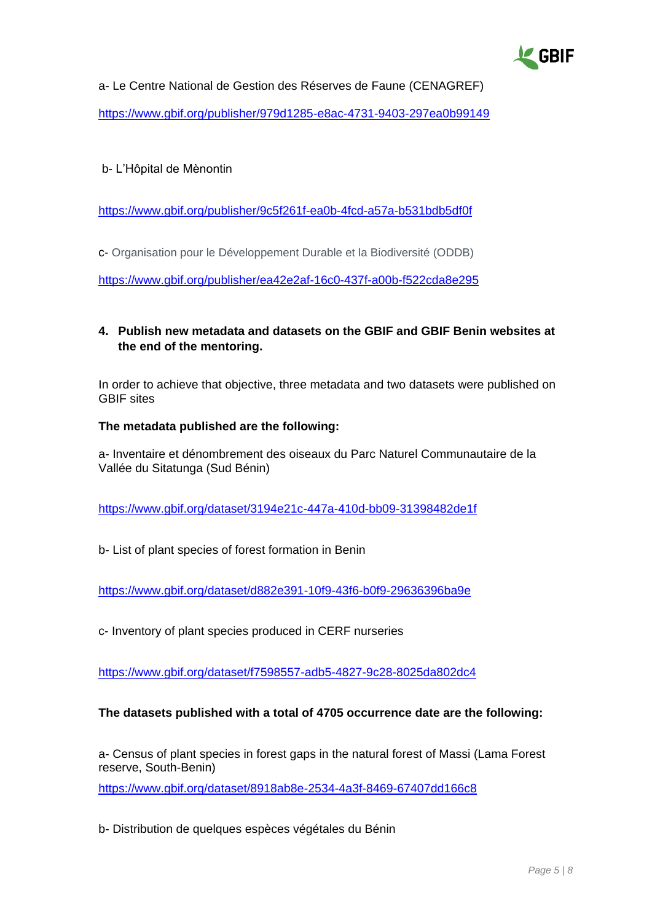a- Le Centre National de Gestion des Réserves de Faune (CENAGREF)

https://www.gbif.org/publisher/979d1285-e8ac-4731-9403-297ea0b99149

b- L'Hôpital de Mènontin

https://www.gbif.org/publisher/9c5f261f-ea0b-4fcd-a57a-b531bdb5df0f

c- Organisation pour le Développement Durable et la Biodiversité (ODDB)

https://www.gbif.org/publisher/ea42e2af-16c0-437f-a00b-f522cda8e295

4. **Publish new metadata and datasets on the GBIF and GBIF Benin websites at the end of the mentoring.**

In order to achieve that objective, three metadata and two datasets were published on GBIF sites

**The metadata published are the following:**

a- Inventaire et dénombrement des oiseaux du Parc Naturel Communautaire de la Vallée du Sitatunga (Sud Bénin)

https://www.gbif.org/dataset/3194e21c-447a-410d-bb09-31398482de1f

b- List of plant species of forest formation in Benin

https://www.gbif.org/dataset/d882e391-10f9-43f6-b0f9-29636396ba9e

c- Inventory of plant species produced in CERF nurseries

https://www.gbif.org/dataset/f7598557-adb5-4827-9c28-8025da802dc4

**The datasets published with a total of 4705 occurrence date are the following:**

a- Census of plant species in forest gaps in the natural forest of Massi (Lama Forest reserve, South-Benin)

https://www.gbif.org/dataset/8918ab8e-2534-4a3f-8469-67407dd166c8

b- Distribution de quelques espèces végétales du Bénin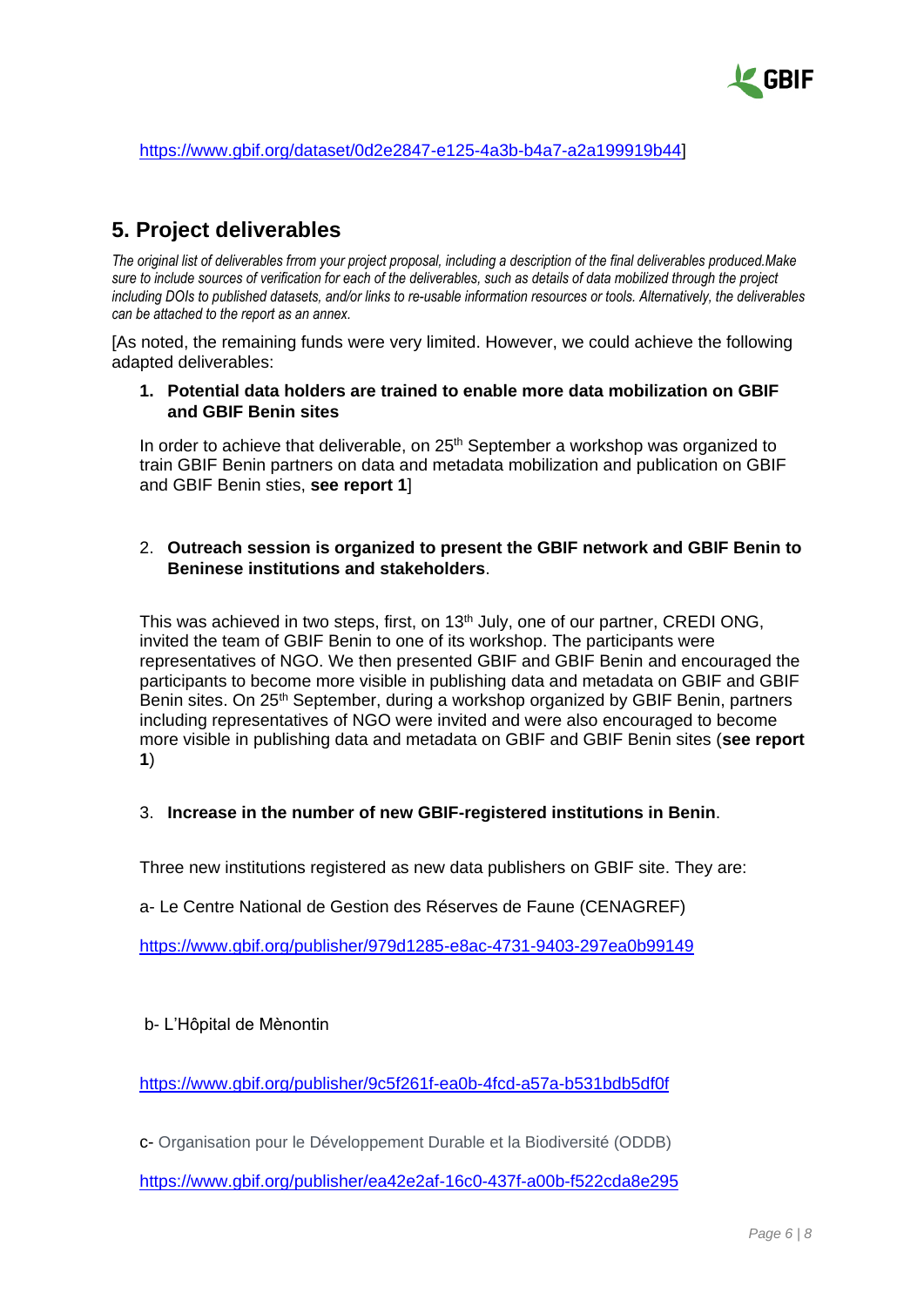https://www.gbif.org/dataset/0d2e2847-e125-4a3b-b4a7-a2a199919b44]

## 5. Project deliverables

*The original list of deliverables frrom your project proposal, including a description of the final deliverables produced.Make sure to include sources of verification for each of the deliverables, such as details of data mobilized through the project including DOIs to published datasets, and/or links to re-usable information resources or tools. Alternatively, the deliverables can be attached to the report as an annex.*

[As noted, the remaining funds were very limited. However, we could achieve the following adapted deliverables:

1. **Potential data holders are trained to enable more data mobilization on GBIF and GBIF Benin sites**

   In order to achieve that deliverable, on 25th September a workshop was organized to train GBIF Benin partners on data and metadata mobilization and publication on GBIF and GBIF Benin sties, **see report 1**]

2. **Outreach session is organized to present the GBIF network and GBIF Benin to Beninese institutions and stakeholders**.

   This was achieved in two steps, first, on 13th July, one of our partner, CREDI ONG, invited the team of GBIF Benin to one of its workshop. The participants were representatives of NGO. We then presented GBIF and GBIF Benin and encouraged the participants to become more visible in publishing data and metadata on GBIF and GBIF Benin sites. On 25th September, during a workshop organized by GBIF Benin, partners including representatives of NGO were invited and were also encouraged to become more visible in publishing data and metadata on GBIF and GBIF Benin sites (**see report 1**)

3. **Increase in the number of new GBIF-registered institutions in Benin**.

   Three new institutions registered as new data publishers on GBIF site. They are:

   a- Le Centre National de Gestion des Réserves de Faune (CENAGREF)

   https://www.gbif.org/publisher/979d1285-e8ac-4731-9403-297ea0b99149

   b- L'Hôpital de Mènontin

   https://www.gbif.org/publisher/9c5f261f-ea0b-4fcd-a57a-b531bdb5df0f

   c- Organisation pour le Développement Durable et la Biodiversité (ODDB)

   https://www.gbif.org/publisher/ea42e2af-16c0-437f-a00b-f522cda8e295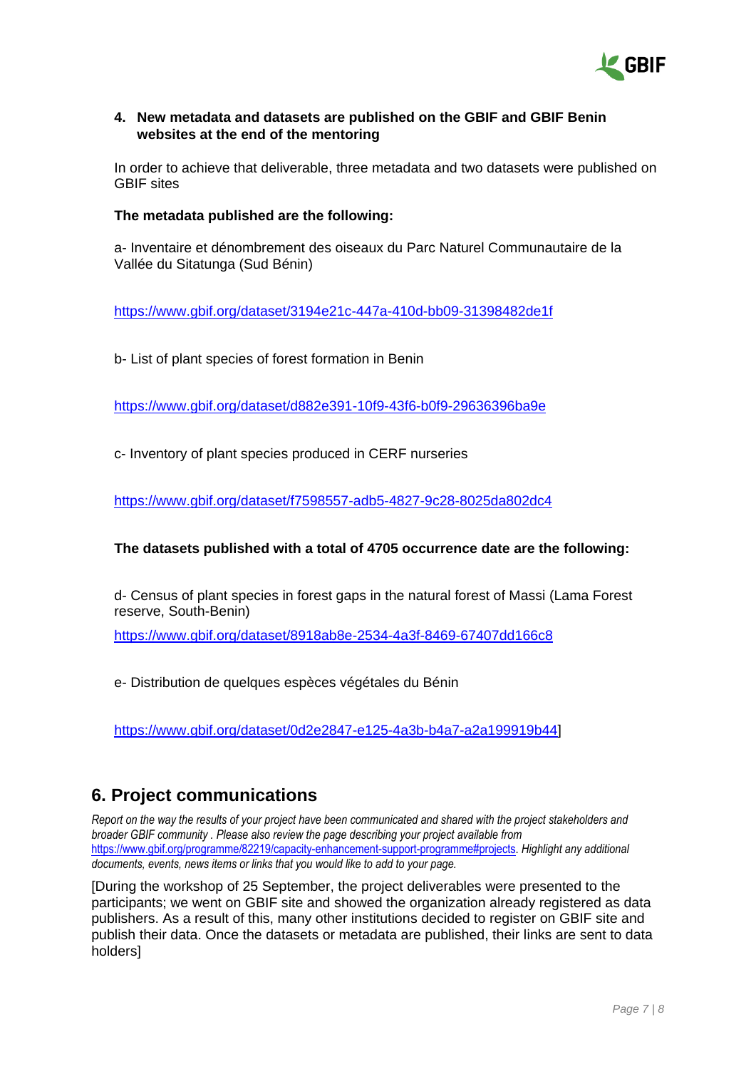**4. New metadata and datasets are published on the GBIF and GBIF Benin websites at the end of the mentoring**

In order to achieve that deliverable, three metadata and two datasets were published on GBIF sites

**The metadata published are the following:**

a- Inventaire et dénombrement des oiseaux du Parc Naturel Communautaire de la Vallée du Sitatunga (Sud Bénin)

https://www.gbif.org/dataset/3194e21c-447a-410d-bb09-31398482de1f

b- List of plant species of forest formation in Benin

https://www.gbif.org/dataset/d882e391-10f9-43f6-b0f9-29636396ba9e

c- Inventory of plant species produced in CERF nurseries

https://www.gbif.org/dataset/f7598557-adb5-4827-9c28-8025da802dc4

**The datasets published with a total of 4705 occurrence date are the following:**

d- Census of plant species in forest gaps in the natural forest of Massi (Lama Forest reserve, South-Benin)

https://www.gbif.org/dataset/8918ab8e-2534-4a3f-8469-67407dd166c8

e- Distribution de quelques espèces végétales du Bénin

https://www.gbif.org/dataset/0d2e2847-e125-4a3b-b4a7-a2a199919b44]

## 6. Project communications

*Report on the way the results of your project have been communicated and shared with the project stakeholders and broader GBIF community . Please also review the page describing your project available from* https://www.gbif.org/programme/82219/capacity-enhancement-support-programme#projects. *Highlight any additional documents, events, news items or links that you would like to add to your page.*

[During the workshop of 25 September, the project deliverables were presented to the participants; we went on GBIF site and showed the organization already registered as data publishers. As a result of this, many other institutions decided to register on GBIF site and publish their data. Once the datasets or metadata are published, their links are sent to data holders]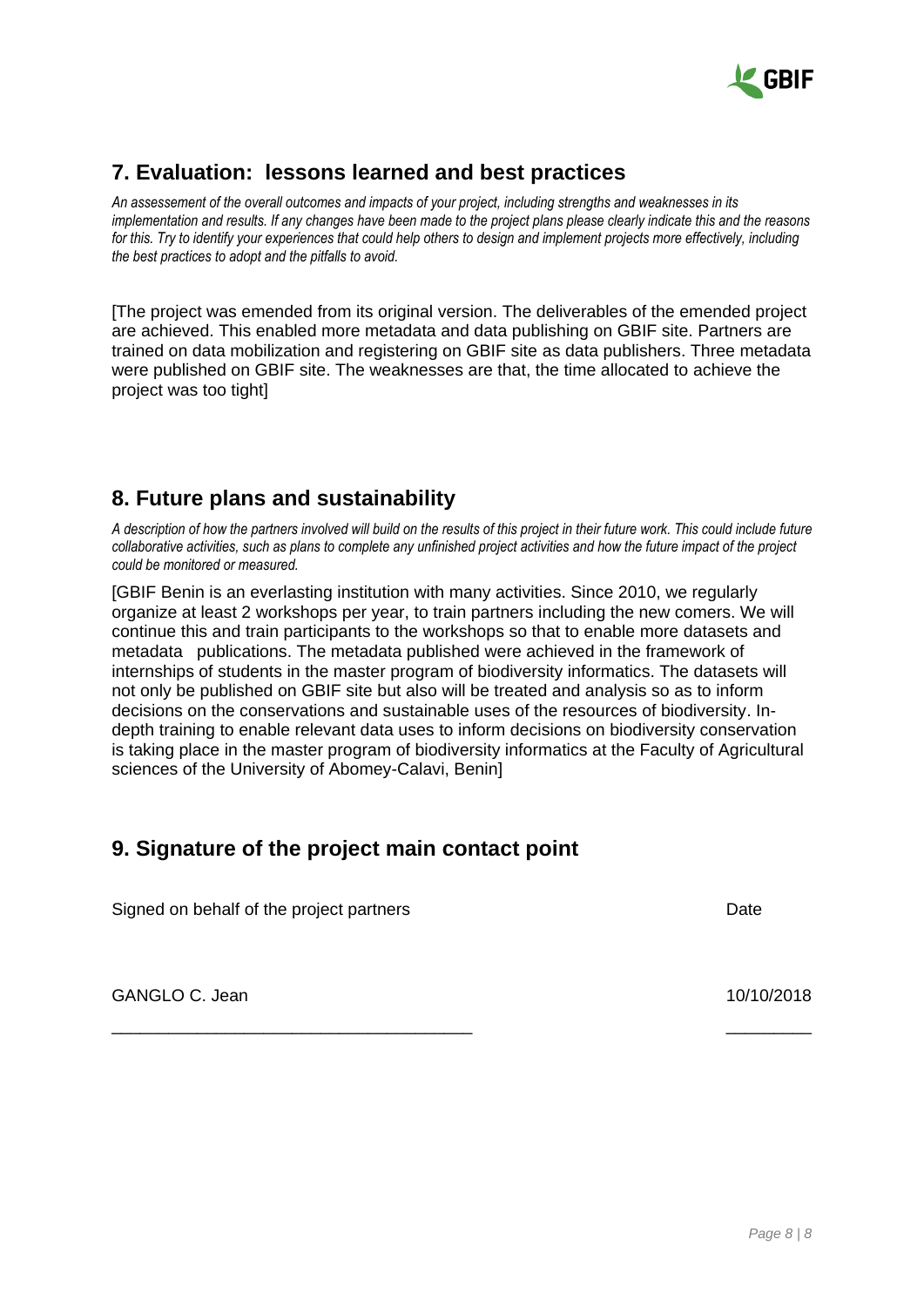## 7. Evaluation: lessons learned and best practices

*An assessement of the overall outcomes and impacts of your project, including strengths and weaknesses in its implementation and results. If any changes have been made to the project plans please clearly indicate this and the reasons for this. Try to identify your experiences that could help others to design and implement projects more effectively, including the best practices to adopt and the pitfalls to avoid.*

[The project was emended from its original version. The deliverables of the emended project are achieved. This enabled more metadata and data publishing on GBIF site. Partners are trained on data mobilization and registering on GBIF site as data publishers. Three metadata were published on GBIF site. The weaknesses are that, the time allocated to achieve the project was too tight]

## 8. Future plans and sustainability

*A description of how the partners involved will build on the results of this project in their future work. This could include future collaborative activities, such as plans to complete any unfinished project activities and how the future impact of the project could be monitored or measured.*

[GBIF Benin is an everlasting institution with many activities. Since 2010, we regularly organize at least 2 workshops per year, to train partners including the new comers. We will continue this and train participants to the workshops so that to enable more datasets and metadata publications. The metadata published were achieved in the framework of internships of students in the master program of biodiversity informatics. The datasets will not only be published on GBIF site but also will be treated and analysis so as to inform decisions on the conservations and sustainable uses of the resources of biodiversity. In-depth training to enable relevant data uses to inform decisions on biodiversity conservation is taking place in the master program of biodiversity informatics at the Faculty of Agricultural sciences of the University of Abomey-Calavi, Benin]

## 9. Signature of the project main contact point

| Signed on behalf of the project partners | Date |
| --- | --- |
| GANGLO C. Jean | 10/10/2018 |